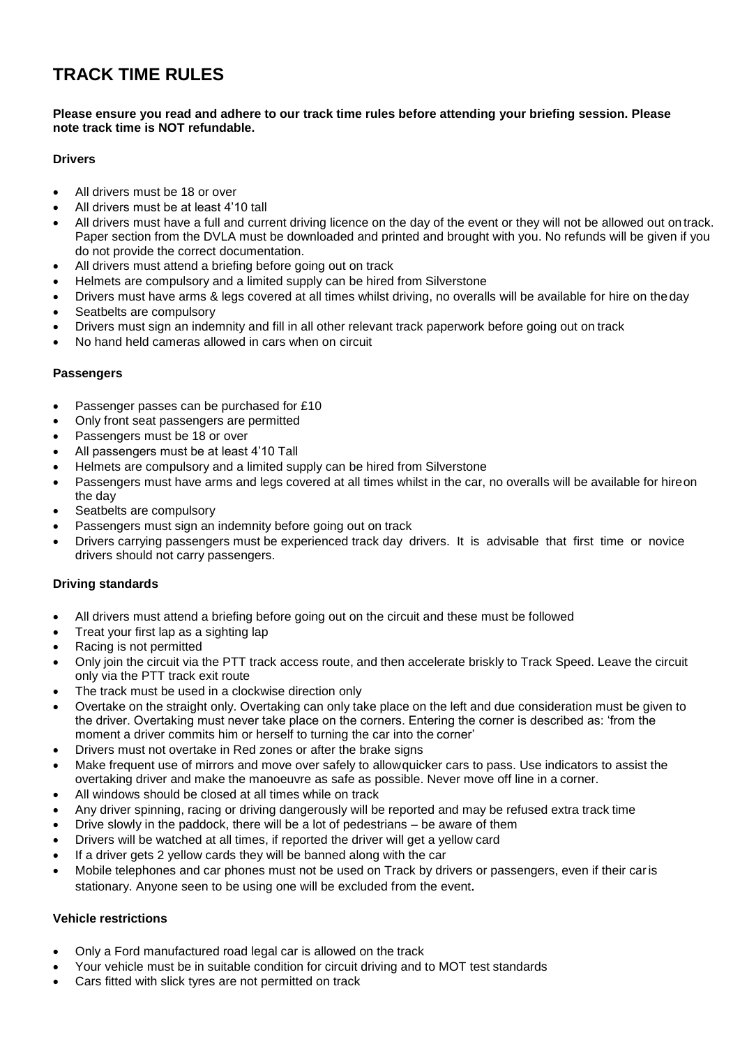# TRACK TIME RULES

**Please ensure you read and adhere to our track time rules before attending your briefing session. Please note track time is NOT refundable.**

**Drivers**

- All drivers must be 18 or over
- All drivers must be at least 4'10 tall
- All drivers must have a full and current driving licence on the day of the event or they will not be allowed out on track. Paper section from the DVLA must be downloaded and printed and brought with you. No refunds will be given if you do not provide the correct documentation.
- All drivers must attend a briefing before going out on track
- Helmets are compulsory and a limited supply can be hired from Silverstone
- Drivers must have arms & legs covered at all times whilst driving, no overalls will be available for hire on the day
- Seatbelts are compulsory
- Drivers must sign an indemnity and fill in all other relevant track paperwork before going out on track
- No hand held cameras allowed in cars when on circuit

**Passengers**

- Passenger passes can be purchased for £10
- Only front seat passengers are permitted
- Passengers must be 18 or over
- All passengers must be at least 4'10 Tall
- Helmets are compulsory and a limited supply can be hired from Silverstone
- Passengers must have arms and legs covered at all times whilst in the car, no overalls will be available for hire on the day
- Seatbelts are compulsory
- Passengers must sign an indemnity before going out on track
- Drivers carrying passengers must be experienced track day drivers. It is advisable that first time or novice drivers should not carry passengers.

**Driving standards**

- All drivers must attend a briefing before going out on the circuit and these must be followed
- Treat your first lap as a sighting lap
- Racing is not permitted
- Only join the circuit via the PTT track access route, and then accelerate briskly to Track Speed. Leave the circuit only via the PTT track exit route
- The track must be used in a clockwise direction only
- Overtake on the straight only. Overtaking can only take place on the left and due consideration must be given to the driver. Overtaking must never take place on the corners. Entering the corner is described as: 'from the moment a driver commits him or herself to turning the car into the corner'
- Drivers must not overtake in Red zones or after the brake signs
- Make frequent use of mirrors and move over safely to allow quicker cars to pass. Use indicators to assist the overtaking driver and make the manoeuvre as safe as possible. Never move off line in a corner.
- All windows should be closed at all times while on track
- Any driver spinning, racing or driving dangerously will be reported and may be refused extra track time
- Drive slowly in the paddock, there will be a lot of pedestrians – be aware of them
- Drivers will be watched at all times, if reported the driver will get a yellow card
- If a driver gets 2 yellow cards they will be banned along with the car
- Mobile telephones and car phones must not be used on Track by drivers or passengers, even if their car is stationary. Anyone seen to be using one will be excluded from the event.

**Vehicle restrictions**

- Only a Ford manufactured road legal car is allowed on the track
- Your vehicle must be in suitable condition for circuit driving and to MOT test standards
- Cars fitted with slick tyres are not permitted on track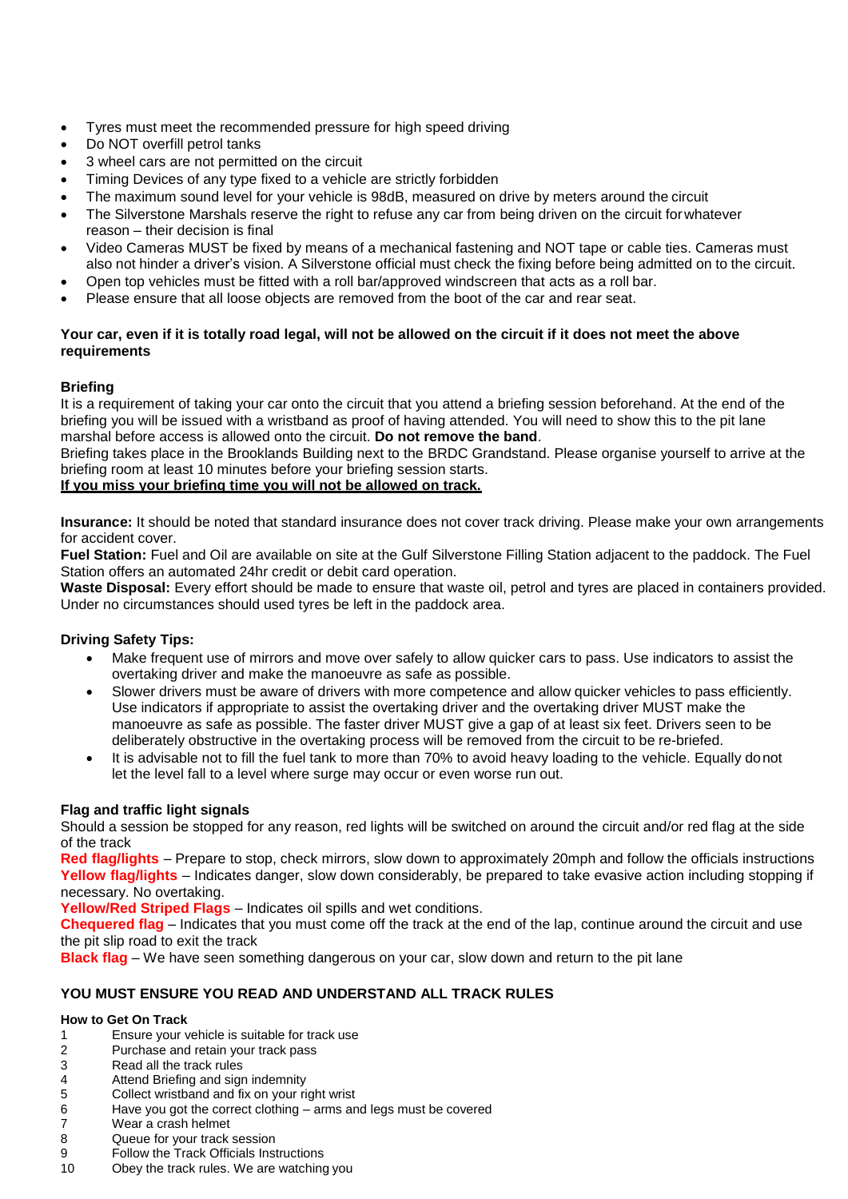- Tyres must meet the recommended pressure for high speed driving
- Do NOT overfill petrol tanks
- 3 wheel cars are not permitted on the circuit
- Timing Devices of any type fixed to a vehicle are strictly forbidden
- The maximum sound level for your vehicle is 98dB, measured on drive by meters around the circuit
- The Silverstone Marshals reserve the right to refuse any car from being driven on the circuit for whatever reason – their decision is final
- Video Cameras MUST be fixed by means of a mechanical fastening and NOT tape or cable ties. Cameras must also not hinder a driver's vision. A Silverstone official must check the fixing before being admitted on to the circuit.
- Open top vehicles must be fitted with a roll bar/approved windscreen that acts as a roll bar.
- Please ensure that all loose objects are removed from the boot of the car and rear seat.

**Your car, even if it is totally road legal, will not be allowed on the circuit if it does not meet the above requirements**

**Briefing**

It is a requirement of taking your car onto the circuit that you attend a briefing session beforehand. At the end of the briefing you will be issued with a wristband as proof of having attended. You will need to show this to the pit lane marshal before access is allowed onto the circuit. **Do not remove the band**.

Briefing takes place in the Brooklands Building next to the BRDC Grandstand. Please organise yourself to arrive at the briefing room at least 10 minutes before your briefing session starts.

**If you miss your briefing time you will not be allowed on track.**

**Insurance:** It should be noted that standard insurance does not cover track driving. Please make your own arrangements for accident cover.

**Fuel Station:** Fuel and Oil are available on site at the Gulf Silverstone Filling Station adjacent to the paddock. The Fuel Station offers an automated 24hr credit or debit card operation.

**Waste Disposal:** Every effort should be made to ensure that waste oil, petrol and tyres are placed in containers provided. Under no circumstances should used tyres be left in the paddock area.

**Driving Safety Tips:**

- Make frequent use of mirrors and move over safely to allow quicker cars to pass. Use indicators to assist the overtaking driver and make the manoeuvre as safe as possible.
- Slower drivers must be aware of drivers with more competence and allow quicker vehicles to pass efficiently. Use indicators if appropriate to assist the overtaking driver and the overtaking driver MUST make the manoeuvre as safe as possible. The faster driver MUST give a gap of at least six feet. Drivers seen to be deliberately obstructive in the overtaking process will be removed from the circuit to be re-briefed.
- It is advisable not to fill the fuel tank to more than 70% to avoid heavy loading to the vehicle. Equally do not let the level fall to a level where surge may occur or even worse run out.

**Flag and traffic light signals**

Should a session be stopped for any reason, red lights will be switched on around the circuit and/or red flag at the side of the track

**Red flag/lights** – Prepare to stop, check mirrors, slow down to approximately 20mph and follow the officials instructions

**Yellow flag/lights** – Indicates danger, slow down considerably, be prepared to take evasive action including stopping if necessary. No overtaking.

**Yellow/Red Striped Flags** – Indicates oil spills and wet conditions.

**Chequered flag** – Indicates that you must come off the track at the end of the lap, continue around the circuit and use the pit slip road to exit the track

**Black flag** – We have seen something dangerous on your car, slow down and return to the pit lane

**YOU MUST ENSURE YOU READ AND UNDERSTAND ALL TRACK RULES**

**How to Get On Track**

1. Ensure your vehicle is suitable for track use
2. Purchase and retain your track pass
3. Read all the track rules
4. Attend Briefing and sign indemnity
5. Collect wristband and fix on your right wrist
6. Have you got the correct clothing – arms and legs must be covered
7. Wear a crash helmet
8. Queue for your track session
9. Follow the Track Officials Instructions
10. Obey the track rules. We are watching you